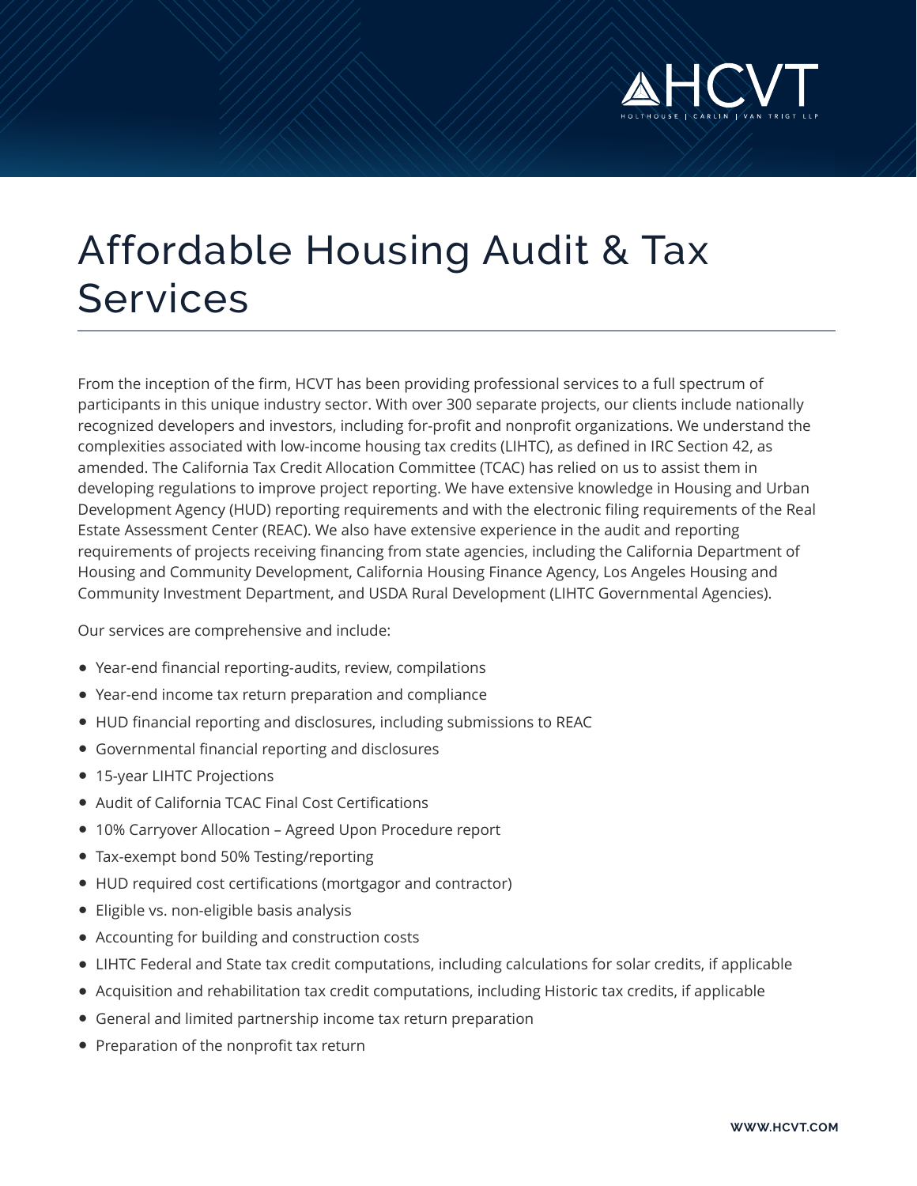# Affordable Housing Audit & Tax Services

From the inception of the firm, HCVT has been providing professional services to a full spectrum of participants in this unique industry sector. With over 300 separate projects, our clients include nationally recognized developers and investors, including for-profit and nonprofit organizations. We understand the complexities associated with low-income housing tax credits (LIHTC), as defined in IRC Section 42, as amended. The California Tax Credit Allocation Committee (TCAC) has relied on us to assist them in developing regulations to improve project reporting. We have extensive knowledge in Housing and Urban Development Agency (HUD) reporting requirements and with the electronic filing requirements of the Real Estate Assessment Center (REAC). We also have extensive experience in the audit and reporting requirements of projects receiving financing from state agencies, including the California Department of Housing and Community Development, California Housing Finance Agency, Los Angeles Housing and Community Investment Department, and USDA Rural Development (LIHTC Governmental Agencies).

Our services are comprehensive and include:

- Year-end financial reporting-audits, review, compilations
- Year-end income tax return preparation and compliance
- HUD financial reporting and disclosures, including submissions to REAC
- Governmental financial reporting and disclosures
- 15-year LIHTC Projections
- Audit of California TCAC Final Cost Certifications
- 10% Carryover Allocation – Agreed Upon Procedure report
- Tax-exempt bond 50% Testing/reporting
- HUD required cost certifications (mortgagor and contractor)
- Eligible vs. non-eligible basis analysis
- Accounting for building and construction costs
- LIHTC Federal and State tax credit computations, including calculations for solar credits, if applicable
- Acquisition and rehabilitation tax credit computations, including Historic tax credits, if applicable
- General and limited partnership income tax return preparation
- Preparation of the nonprofit tax return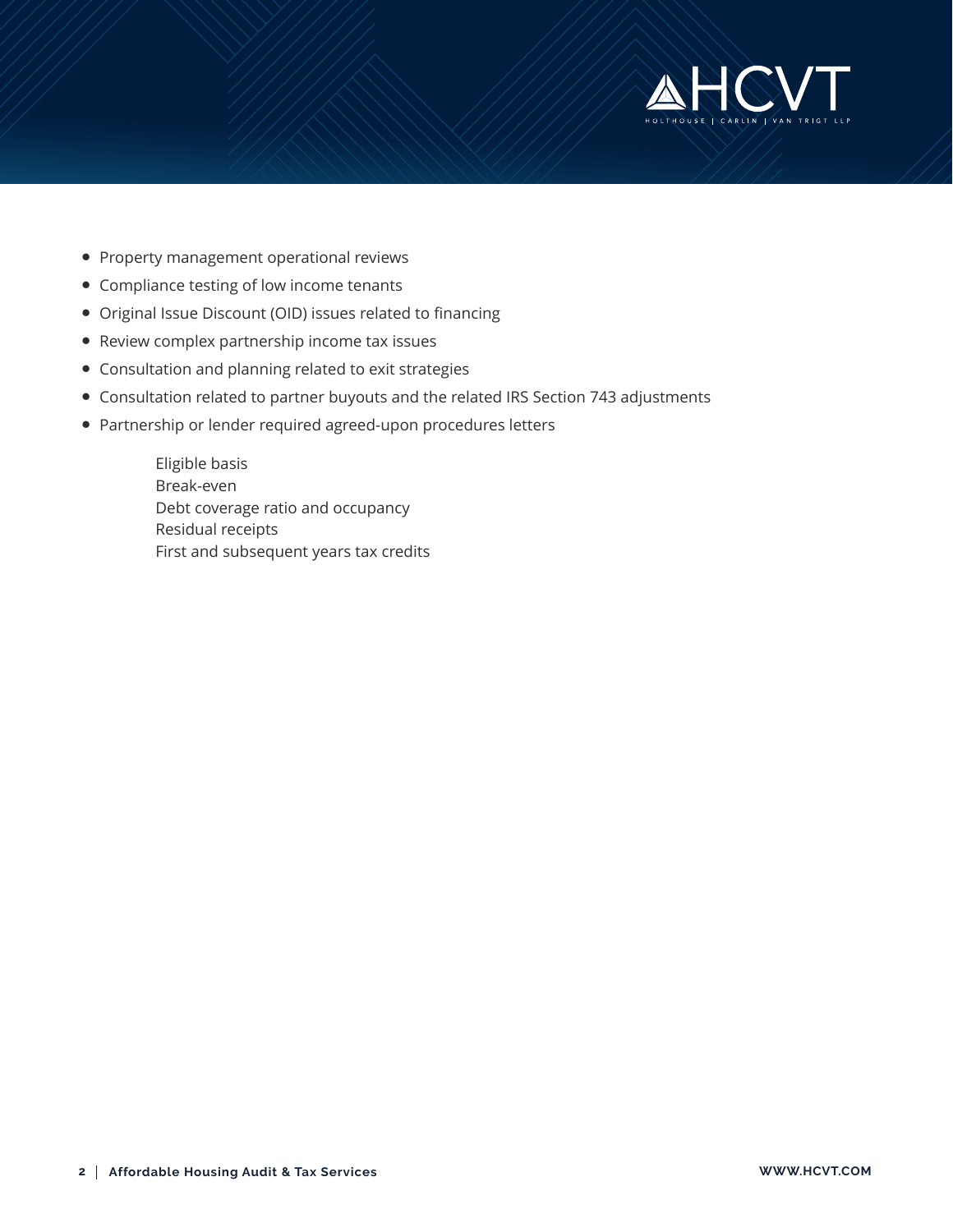- Property management operational reviews
- Compliance testing of low income tenants
- Original Issue Discount (OID) issues related to financing
- Review complex partnership income tax issues
- Consultation and planning related to exit strategies
- Consultation related to partner buyouts and the related IRS Section 743 adjustments
- Partnership or lender required agreed-upon procedures letters

    Eligible basis
    Break-even
    Debt coverage ratio and occupancy
    Residual receipts
    First and subsequent years tax credits